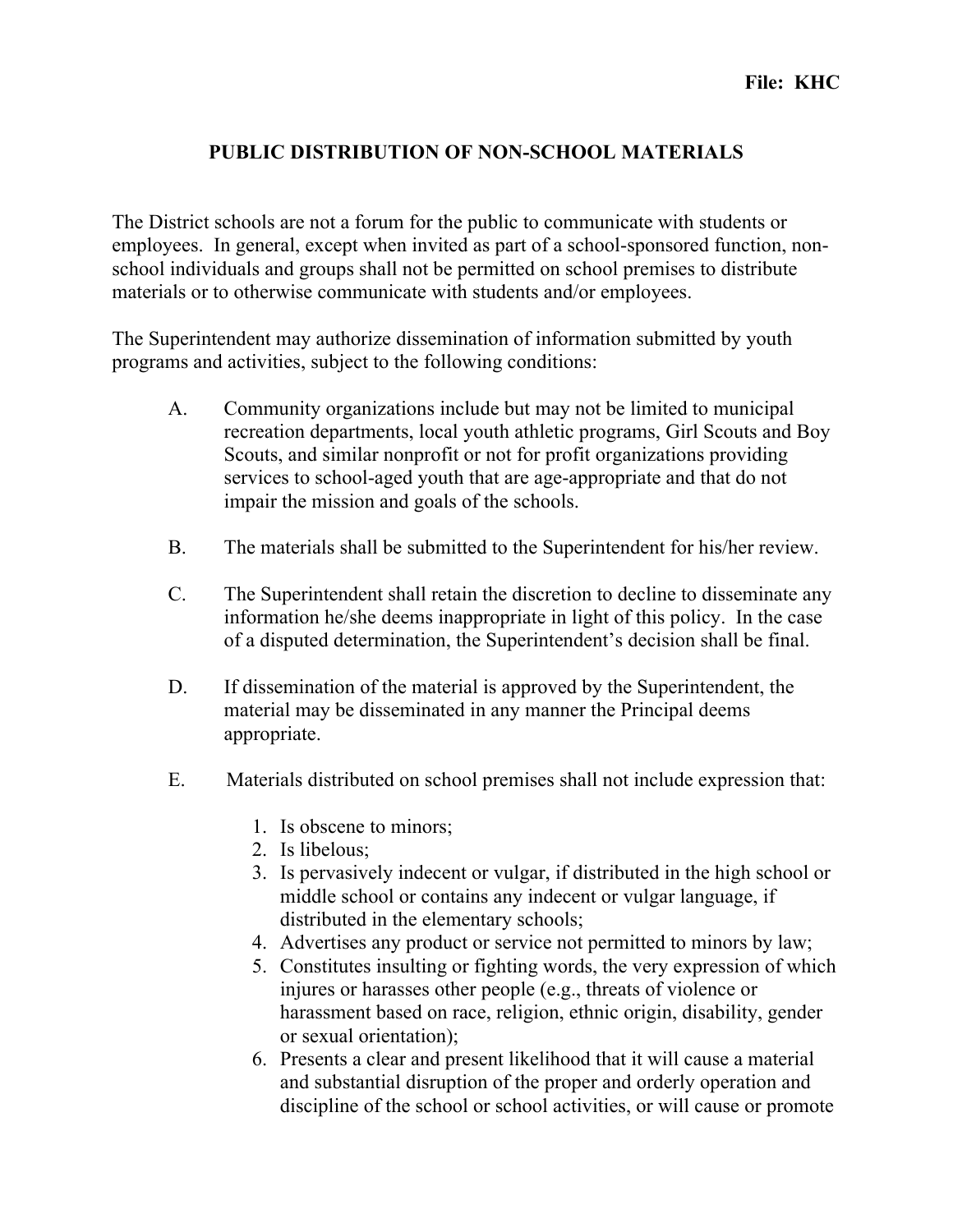**File: KHC**

# PUBLIC DISTRIBUTION OF NON-SCHOOL MATERIALS

The District schools are not a forum for the public to communicate with students or employees. In general, except when invited as part of a school-sponsored function, non-school individuals and groups shall not be permitted on school premises to distribute materials or to otherwise communicate with students and/or employees.

The Superintendent may authorize dissemination of information submitted by youth programs and activities, subject to the following conditions:

A. Community organizations include but may not be limited to municipal recreation departments, local youth athletic programs, Girl Scouts and Boy Scouts, and similar nonprofit or not for profit organizations providing services to school-aged youth that are age-appropriate and that do not impair the mission and goals of the schools.

B. The materials shall be submitted to the Superintendent for his/her review.

C. The Superintendent shall retain the discretion to decline to disseminate any information he/she deems inappropriate in light of this policy. In the case of a disputed determination, the Superintendent's decision shall be final.

D. If dissemination of the material is approved by the Superintendent, the material may be disseminated in any manner the Principal deems appropriate.

E. Materials distributed on school premises shall not include expression that:

1. Is obscene to minors;
2. Is libelous;
3. Is pervasively indecent or vulgar, if distributed in the high school or middle school or contains any indecent or vulgar language, if distributed in the elementary schools;
4. Advertises any product or service not permitted to minors by law;
5. Constitutes insulting or fighting words, the very expression of which injures or harasses other people (e.g., threats of violence or harassment based on race, religion, ethnic origin, disability, gender or sexual orientation);
6. Presents a clear and present likelihood that it will cause a material and substantial disruption of the proper and orderly operation and discipline of the school or school activities, or will cause or promote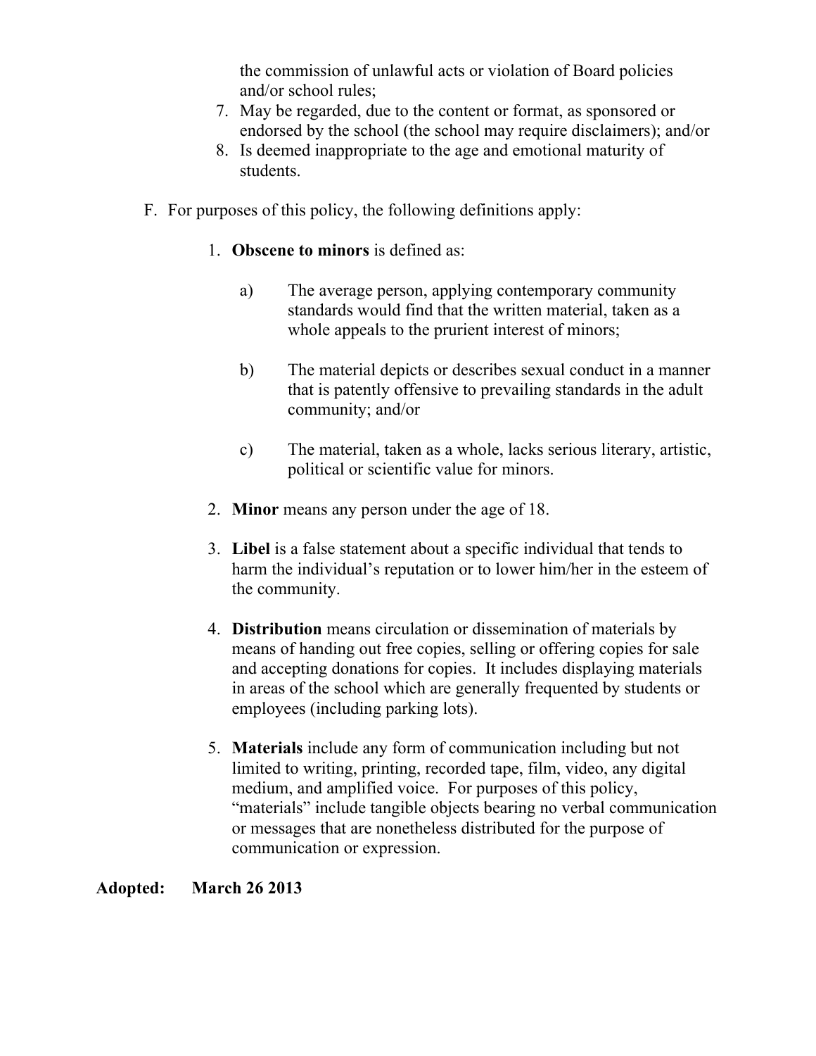the commission of unlawful acts or violation of Board policies and/or school rules;

7. May be regarded, due to the content or format, as sponsored or endorsed by the school (the school may require disclaimers); and/or
8. Is deemed inappropriate to the age and emotional maturity of students.

F. For purposes of this policy, the following definitions apply:

   1. **Obscene to minors** is defined as:

      a) The average person, applying contemporary community standards would find that the written material, taken as a whole appeals to the prurient interest of minors;

      b) The material depicts or describes sexual conduct in a manner that is patently offensive to prevailing standards in the adult community; and/or

      c) The material, taken as a whole, lacks serious literary, artistic, political or scientific value for minors.

   2. **Minor** means any person under the age of 18.

   3. **Libel** is a false statement about a specific individual that tends to harm the individual's reputation or to lower him/her in the esteem of the community.

   4. **Distribution** means circulation or dissemination of materials by means of handing out free copies, selling or offering copies for sale and accepting donations for copies. It includes displaying materials in areas of the school which are generally frequented by students or employees (including parking lots).

   5. **Materials** include any form of communication including but not limited to writing, printing, recorded tape, film, video, any digital medium, and amplified voice. For purposes of this policy, "materials" include tangible objects bearing no verbal communication or messages that are nonetheless distributed for the purpose of communication or expression.

**Adopted: March 26 2013**